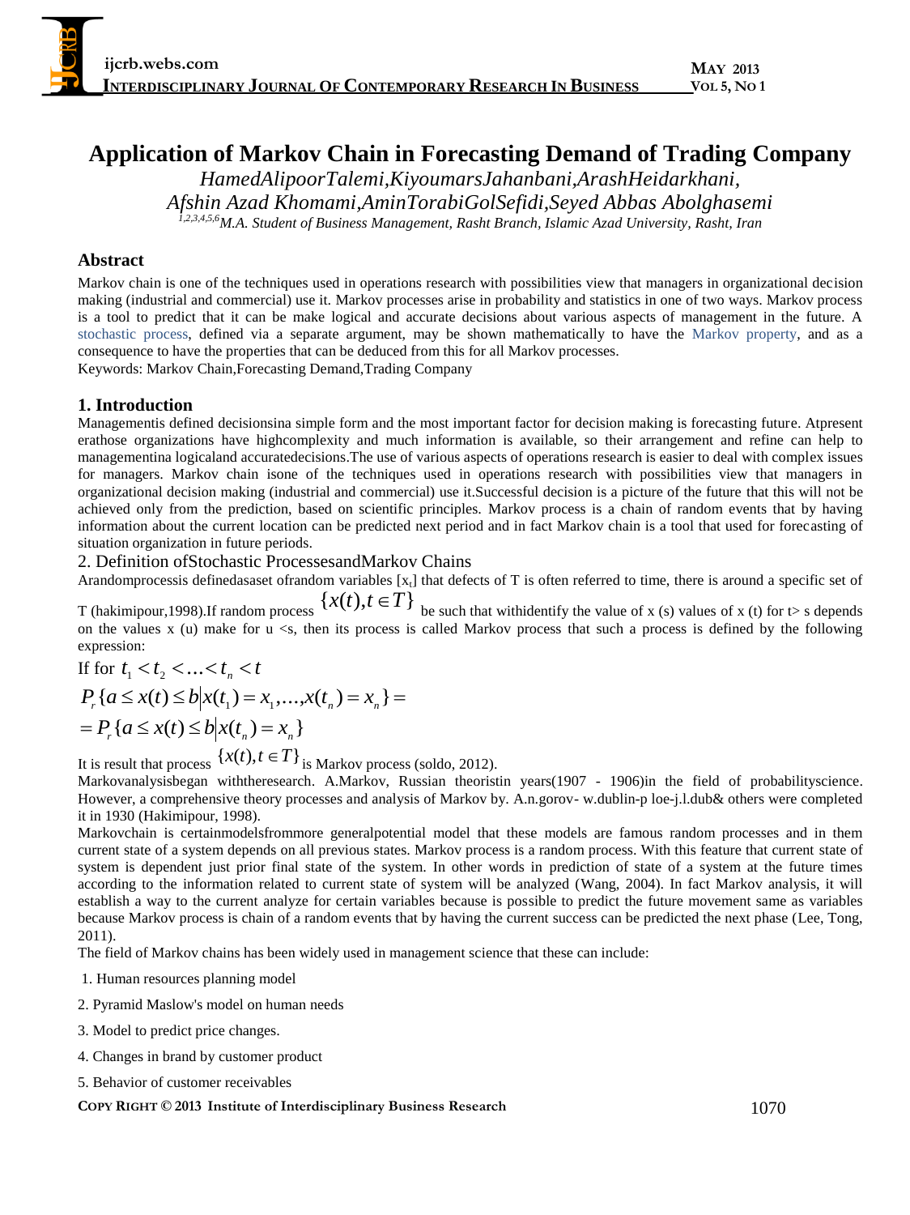# Application of Markov Chain in Forecasting Demand of Trading Company

*HamedAlipoorTalemi,KiyoumarsJahanbani,ArashHeidarkhani, Afshin Azad Khomami,AminTorabiGolSefidi,Seyed Abbas Abolghasemi*

[1,2,3,4,5,6]*M.A. Student of Business Management, Rasht Branch, Islamic Azad University, Rasht, Iran*

## Abstract

Markov chain is one of the techniques used in operations research with possibilities view that managers in organizational decision making (industrial and commercial) use it. Markov processes arise in probability and statistics in one of two ways. Markov process is a tool to predict that it can be make logical and accurate decisions about various aspects of management in the future. A stochastic process, defined via a separate argument, may be shown mathematically to have the Markov property, and as a consequence to have the properties that can be deduced from this for all Markov processes.

Keywords: Markov Chain,Forecasting Demand,Trading Company

## 1. Introduction

Managementis defined decisionsina simple form and the most important factor for decision making is forecasting future. Atpresent erathose organizations have highcomplexity and much information is available, so their arrangement and refine can help to managementina logicaland accuratedecisions.The use of various aspects of operations research is easier to deal with complex issues for managers. Markov chain isone of the techniques used in operations research with possibilities view that managers in organizational decision making (industrial and commercial) use it.Successful decision is a picture of the future that this will not be achieved only from the prediction, based on scientific principles. Markov process is a chain of random events that by having information about the current location can be predicted next period and in fact Markov chain is a tool that used for forecasting of situation organization in future periods.

## 2. Definition ofStochastic ProcessesandMarkov Chains

Arandomprocessis definedasaset ofrandom variables $[x_t]$ that defects of T is often referred to time, there is around a specific set of T (hakimipour,1998).If random process $\{x(t), t \in T\}$ be such that withidentify the value of x (s) values of x (t) for t> s depends on the values x (u) make for u <s, then its process is called Markov process that such a process is defined by the following expression:

If for $t_1 < t_2 < \ldots < t_n < t$

$$P_r\{a \le x(t) \le b \mid x(t_1) = x_1, \ldots, x(t_n) = x_n\} =$$
$$= P_r\{a \le x(t) \le b \mid x(t_n) = x_n\}$$

It is result that process $\{x(t), t \in T\}$ is Markov process (soldo, 2012).

Markovanalysisbegan withtheresearch. A.Markov, Russian theoristin years(1907 - 1906)in the field of probabilityscience. However, a comprehensive theory processes and analysis of Markov by. A.n.gorov- w.dublin-p loe-j.l.dub& others were completed it in 1930 (Hakimipour, 1998).

Markovchain is certainmodelsfrommore generalpotential model that these models are famous random processes and in them current state of a system depends on all previous states. Markov process is a random process. With this feature that current state of system is dependent just prior final state of the system. In other words in prediction of state of a system at the future times according to the information related to current state of system will be analyzed (Wang, 2004). In fact Markov analysis, it will establish a way to the current analyze for certain variables because is possible to predict the future movement same as variables because Markov process is chain of a random events that by having the current success can be predicted the next phase (Lee, Tong, 2011).

The field of Markov chains has been widely used in management science that these can include:

1. Human resources planning model
2. Pyramid Maslow's model on human needs
3. Model to predict price changes.
4. Changes in brand by customer product
5. Behavior of customer receivables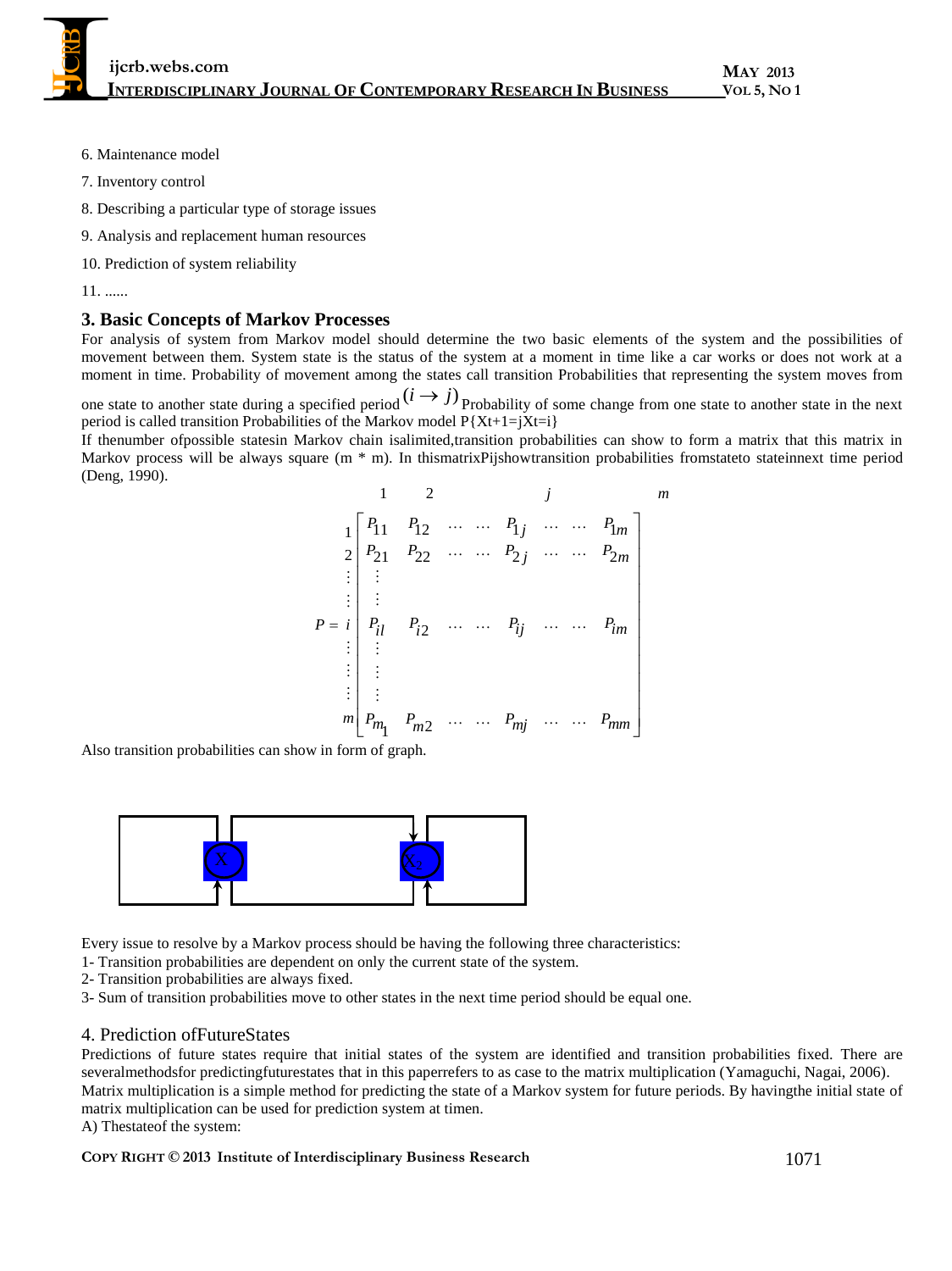6. Maintenance model

7. Inventory control

8. Describing a particular type of storage issues

9. Analysis and replacement human resources

10. Prediction of system reliability

11. ......

## 3. Basic Concepts of Markov Processes

For analysis of system from Markov model should determine the two basic elements of the system and the possibilities of movement between them. System state is the status of the system at a moment in time like a car works or does not work at a moment in time. Probability of movement among the states call transition Probabilities that representing the system moves from one state to another state during a specified period $(i \rightarrow j)$ Probability of some change from one state to another state in the next period is called transition Probabilities of the Markov model P{Xt+1=jXt=i}

If thenumber ofpossible statesin Markov chain isalimited,transition probabilities can show to form a matrix that this matrix in Markov process will be always square (m * m). In thismatrixPijshowtransition probabilities fromstateto stateinnext time period (Deng, 1990).

$$P = \begin{array}{c} \\ 1 \\ 2 \\ \vdots \\ \vdots \\ i \\ \vdots \\ \vdots \\ \vdots \\ m \end{array} \begin{array}{c} \begin{array}{ccccccccc} 1 & 2 & & & j & & & m \end{array} \\ \begin{bmatrix} P_{11} & P_{12} & \cdots & \cdots & P_{1j} & \cdots & \cdots & P_{1m} \\ P_{21} & P_{22} & \cdots & \cdots & P_{2j} & \cdots & \cdots & P_{2m} \\ \vdots & & & & & & & \\ \vdots & & & & & & & \\ P_{il} & P_{i2} & \cdots & \cdots & P_{ij} & \cdots & \cdots & P_{im} \\ \vdots & & & & & & & \\ \vdots & & & & & & & \\ \vdots & & & & & & & \\ P_{m_1} & P_{m2} & \cdots & \cdots & P_{mj} & \cdots & \cdots & P_{mm} \end{bmatrix} \end{array}$$

Also transition probabilities can show in form of graph.

Every issue to resolve by a Markov process should be having the following three characteristics:

1- Transition probabilities are dependent on only the current state of the system.

2- Transition probabilities are always fixed.

3- Sum of transition probabilities move to other states in the next time period should be equal one.

## 4. Prediction ofFutureStates

Predictions of future states require that initial states of the system are identified and transition probabilities fixed. There are severalmethodsfor predictingfuturestates that in this paperrefers to as case to the matrix multiplication (Yamaguchi, Nagai, 2006).

Matrix multiplication is a simple method for predicting the state of a Markov system for future periods. By havingthe initial state of matrix multiplication can be used for prediction system at timen.

A) Thestateof the system: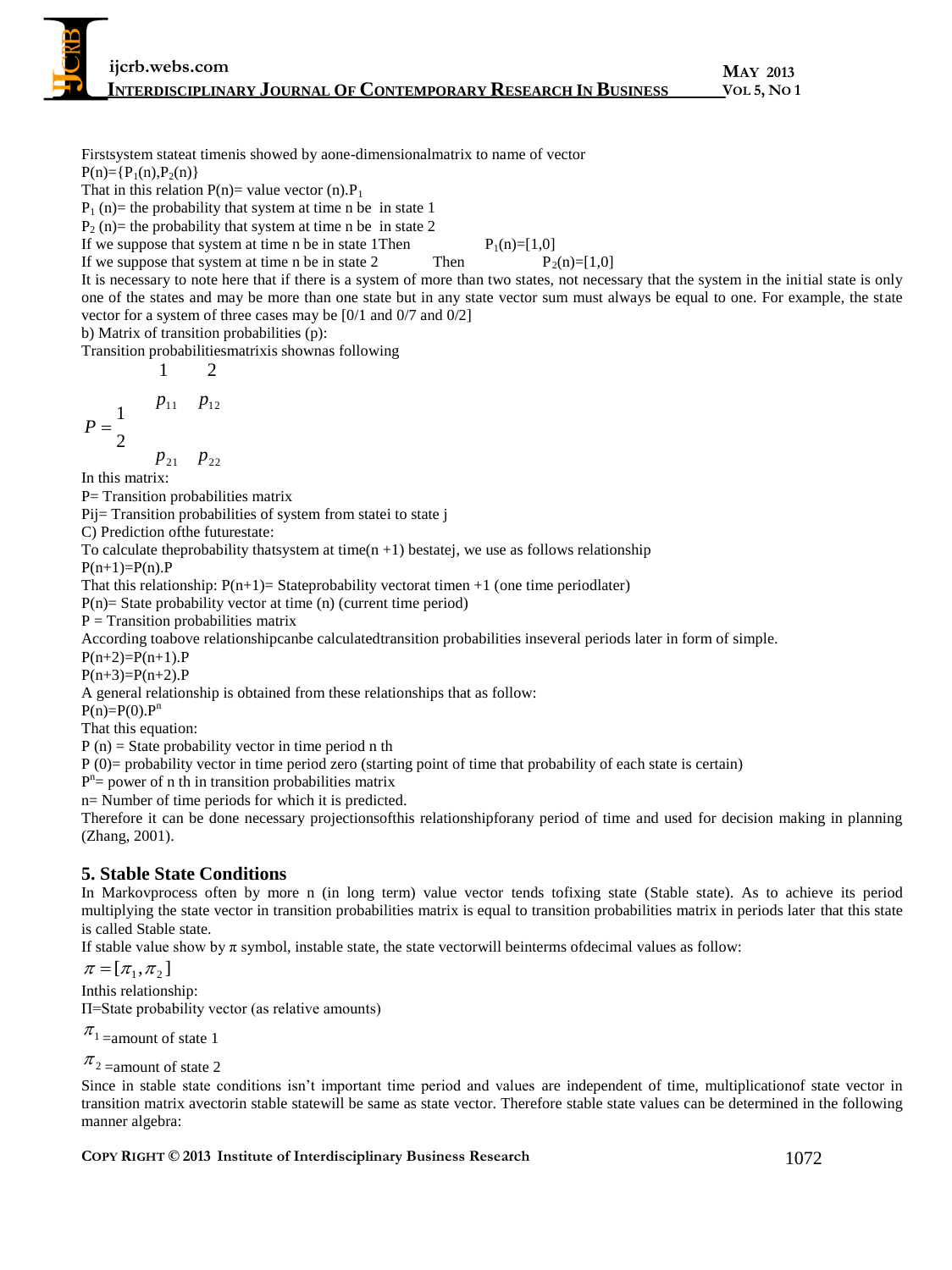Firstsystem stateat timenis showed by aone-dimensionalmatrix to name of vector

$P(n)=\{P_1(n),P_2(n)\}$

That in this relation P(n)= value vector (n).$P_1$

$P_1$ (n)= the probability that system at time n be in state 1

$P_2$ (n)= the probability that system at time n be in state 2

If we suppose that system at time n be in state 1Then $P_1(n)=[1,0]$

If we suppose that system at time n be in state 2 Then $P_2(n)=[1,0]$

It is necessary to note here that if there is a system of more than two states, not necessary that the system in the initial state is only one of the states and may be more than one state but in any state vector sum must always be equal to one. For example, the state vector for a system of three cases may be [0/1 and 0/7 and 0/2]

b) Matrix of transition probabilities (p):

Transition probabilitiesmatrixis shownas following

$$P = \begin{array}{c|cc} & 1 & 2 \\ \hline 1 & p_{11} & p_{12} \\ 2 & p_{21} & p_{22} \end{array}$$

In this matrix:

P= Transition probabilities matrix

Pij= Transition probabilities of system from statei to state j

C) Prediction ofthe futurestate:

To calculate theprobability thatsystem at time(n +1) bestatej, we use as follows relationship

$P(n+1)=P(n).P$

That this relationship: P(n+1)= Stateprobability vectorat timen +1 (one time periodlater)

P(n)= State probability vector at time (n) (current time period)

P = Transition probabilities matrix

According toabove relationshipcanbe calculatedtransition probabilities inseveral periods later in form of simple.

$P(n+2)=P(n+1).P$

$P(n+3)=P(n+2).P$

A general relationship is obtained from these relationships that as follow:

$P(n)=P(0).P^n$

That this equation:

P (n) = State probability vector in time period n th

P (0)= probability vector in time period zero (starting point of time that probability of each state is certain)

$P^n$= power of n th in transition probabilities matrix

n= Number of time periods for which it is predicted.

Therefore it can be done necessary projectionsofthis relationshipforany period of time and used for decision making in planning (Zhang, 2001).

## 5. Stable State Conditions

In Markovprocess often by more n (in long term) value vector tends tofixing state (Stable state). As to achieve its period multiplying the state vector in transition probabilities matrix is equal to transition probabilities matrix in periods later that this state is called Stable state.

If stable value show by π symbol, instable state, the state vectorwill beinterms ofdecimal values as follow:

$$\pi = [\pi_1, \pi_2]$$

Inthis relationship:

Π=State probability vector (as relative amounts)

$\pi_1$ =amount of state 1

$\pi_2$ =amount of state 2

Since in stable state conditions isn't important time period and values are independent of time, multiplicationof state vector in transition matrix avectorin stable statewill be same as state vector. Therefore stable state values can be determined in the following manner algebra: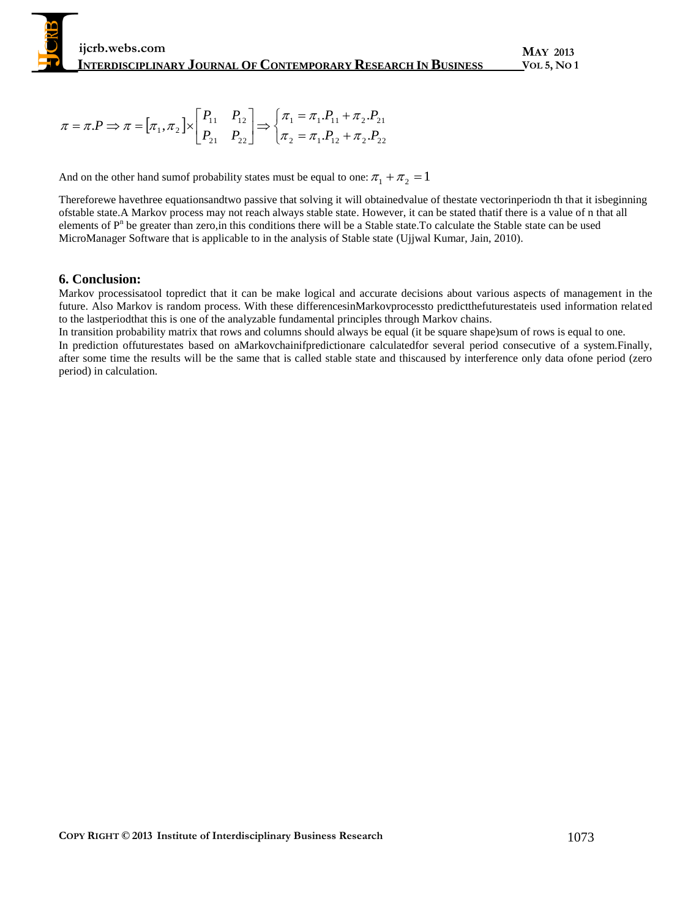$$\pi = \pi.P \Rightarrow \pi = [\pi_1, \pi_2] \times \begin{bmatrix} P_{11} & P_{12} \\ P_{21} & P_{22} \end{bmatrix} \Rightarrow \begin{cases} \pi_1 = \pi_1.P_{11} + \pi_2.P_{21} \\ \pi_2 = \pi_1.P_{12} + \pi_2.P_{22} \end{cases}$$

And on the other hand sumof probability states must be equal to one: $\pi_1 + \pi_2 = 1$

Thereforewe havethree equationsandtwo passive that solving it will obtainedvalue of thestate vectorinperiodn th that it isbeginning ofstable state.A Markov process may not reach always stable state. However, it can be stated thatif there is a value of n that all elements of $P^n$ be greater than zero,in this conditions there will be a Stable state.To calculate the Stable state can be used MicroManager Software that is applicable to in the analysis of Stable state (Ujjwal Kumar, Jain, 2010).

## 6. Conclusion:

Markov processisatool topredict that it can be make logical and accurate decisions about various aspects of management in the future. Also Markov is random process. With these differencesinMarkovprocessto predictthefuturestateis used information related to the lastperiodthat this is one of the analyzable fundamental principles through Markov chains.

In transition probability matrix that rows and columns should always be equal (it be square shape)sum of rows is equal to one.

In prediction offuturestates based on aMarkovchainifpredictionare calculatedfor several period consecutive of a system.Finally, after some time the results will be the same that is called stable state and thiscaused by interference only data ofone period (zero period) in calculation.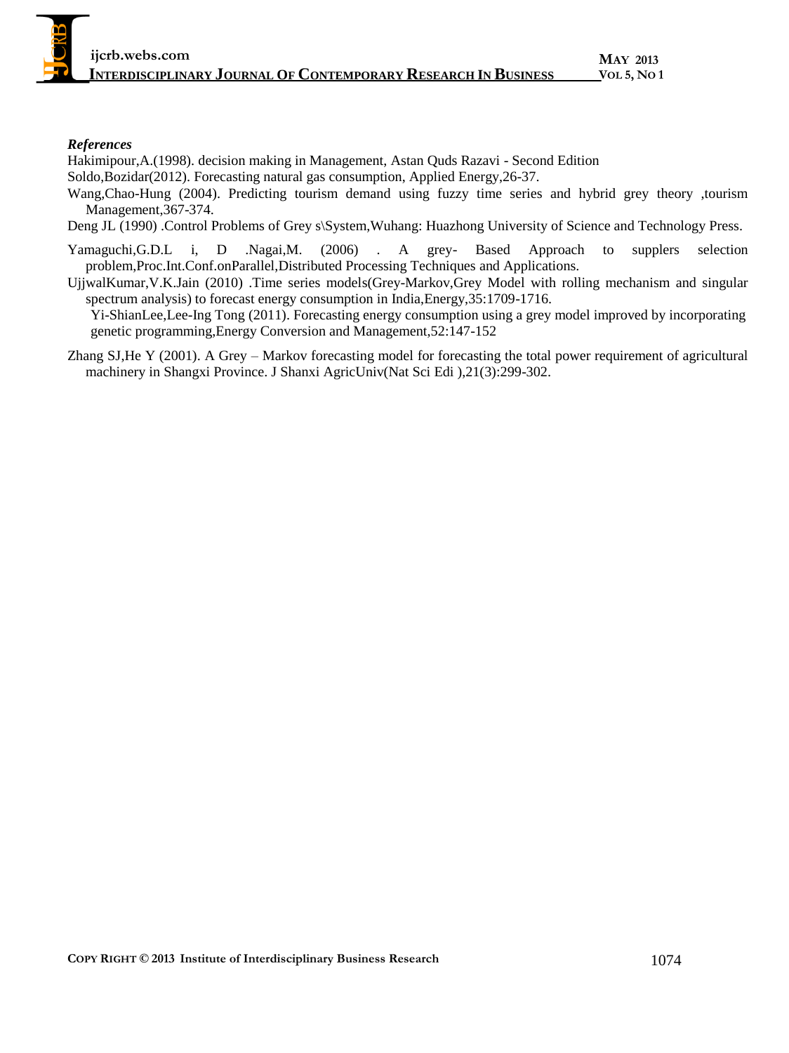***References***

Hakimipour,A.(1998). decision making in Management, Astan Quds Razavi - Second Edition

Soldo,Bozidar(2012). Forecasting natural gas consumption, Applied Energy,26-37.

Wang,Chao-Hung (2004). Predicting tourism demand using fuzzy time series and hybrid grey theory ,tourism Management,367-374.

Deng JL (1990) .Control Problems of Grey s\System,Wuhang: Huazhong University of Science and Technology Press.

Yamaguchi,G.D.L i, D .Nagai,M. (2006) . A grey- Based Approach to supplers selection problem,Proc.Int.Conf.onParallel,Distributed Processing Techniques and Applications.

UjjwalKumar,V.K.Jain (2010) .Time series models(Grey-Markov,Grey Model with rolling mechanism and singular spectrum analysis) to forecast energy consumption in India,Energy,35:1709-1716.

Yi-ShianLee,Lee-Ing Tong (2011). Forecasting energy consumption using a grey model improved by incorporating genetic programming,Energy Conversion and Management,52:147-152

Zhang SJ,He Y (2001). A Grey – Markov forecasting model for forecasting the total power requirement of agricultural machinery in Shangxi Province. J Shanxi AgricUniv(Nat Sci Edi ),21(3):299-302.